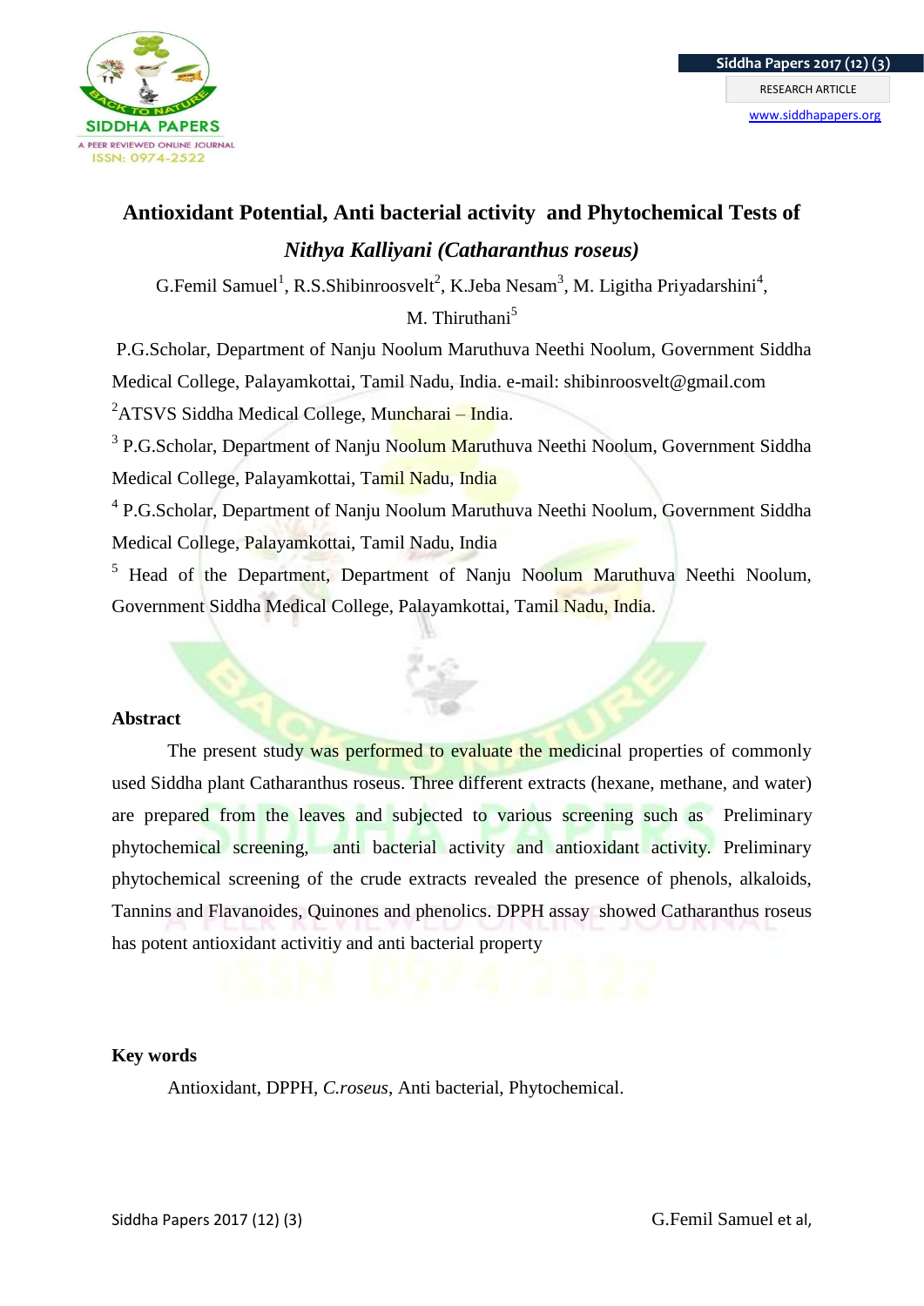# Antioxidant Potential, Anti bacterial activity and Phytochemical Tests of *Nithya Kalliyani (Catharanthus roseus)*

G.Femil Samuel[1], R.S.Shibinroosvelt[2], K.Jeba Nesam[3], M. Ligitha Priyadarshini[4], M. Thiruthani[5]

P.G.Scholar, Department of Nanju Noolum Maruthuva Neethi Noolum, Government Siddha Medical College, Palayamkottai, Tamil Nadu, India. e-mail: shibinroosvelt@gmail.com

[2]ATSVS Siddha Medical College, Muncharai – India.

[3] P.G.Scholar, Department of Nanju Noolum Maruthuva Neethi Noolum, Government Siddha Medical College, Palayamkottai, Tamil Nadu, India

[4] P.G.Scholar, Department of Nanju Noolum Maruthuva Neethi Noolum, Government Siddha Medical College, Palayamkottai, Tamil Nadu, India

[5] Head of the Department, Department of Nanju Noolum Maruthuva Neethi Noolum, Government Siddha Medical College, Palayamkottai, Tamil Nadu, India.

## Abstract

The present study was performed to evaluate the medicinal properties of commonly used Siddha plant Catharanthus roseus. Three different extracts (hexane, methane, and water) are prepared from the leaves and subjected to various screening such as Preliminary phytochemical screening, anti bacterial activity and antioxidant activity. Preliminary phytochemical screening of the crude extracts revealed the presence of phenols, alkaloids, Tannins and Flavanoides, Quinones and phenolics. DPPH assay showed Catharanthus roseus has potent antioxidant activitiy and anti bacterial property

## Key words

Antioxidant, DPPH, *C.roseus*, Anti bacterial, Phytochemical.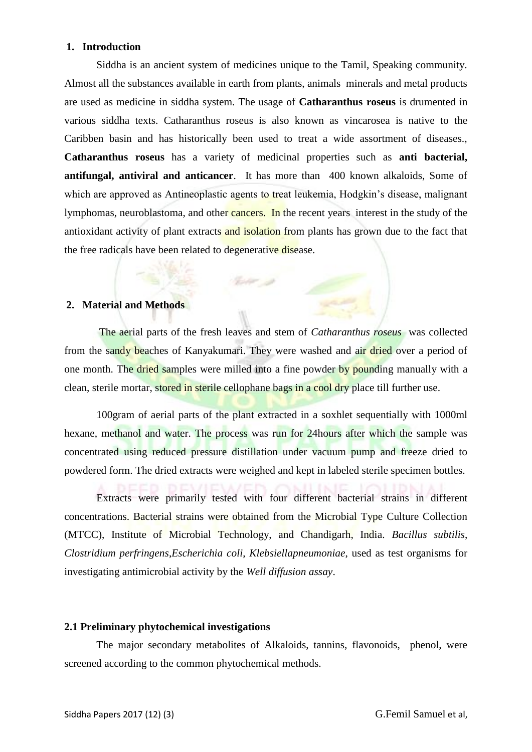## 1. Introduction

Siddha is an ancient system of medicines unique to the Tamil, Speaking community. Almost all the substances available in earth from plants, animals minerals and metal products are used as medicine in siddha system. The usage of **Catharanthus roseus** is drumented in various siddha texts. Catharanthus roseus is also known as vincarosea is native to the Caribben basin and has historically been used to treat a wide assortment of diseases., **Catharanthus roseus** has a variety of medicinal properties such as **anti bacterial, antifungal, antiviral and anticancer**. It has more than 400 known alkaloids, Some of which are approved as Antineoplastic agents to treat leukemia, Hodgkin's disease, malignant lymphomas, neuroblastoma, and other cancers. In the recent years interest in the study of the antioxidant activity of plant extracts and isolation from plants has grown due to the fact that the free radicals have been related to degenerative disease.

## 2. Material and Methods

The aerial parts of the fresh leaves and stem of *Catharanthus roseus* was collected from the sandy beaches of Kanyakumari. They were washed and air dried over a period of one month. The dried samples were milled into a fine powder by pounding manually with a clean, sterile mortar, stored in sterile cellophane bags in a cool dry place till further use.

100gram of aerial parts of the plant extracted in a soxhlet sequentially with 1000ml hexane, methanol and water. The process was run for 24hours after which the sample was concentrated using reduced pressure distillation under vacuum pump and freeze dried to powdered form. The dried extracts were weighed and kept in labeled sterile specimen bottles.

Extracts were primarily tested with four different bacterial strains in different concentrations. Bacterial strains were obtained from the Microbial Type Culture Collection (MTCC), Institute of Microbial Technology, and Chandigarh, India. *Bacillus subtilis*, *Clostridium perfringens*,*Escherichia coli*, *Klebsiellapneumoniae*, used as test organisms for investigating antimicrobial activity by the *Well diffusion assay*.

### 2.1 Preliminary phytochemical investigations

The major secondary metabolites of Alkaloids, tannins, flavonoids, phenol, were screened according to the common phytochemical methods.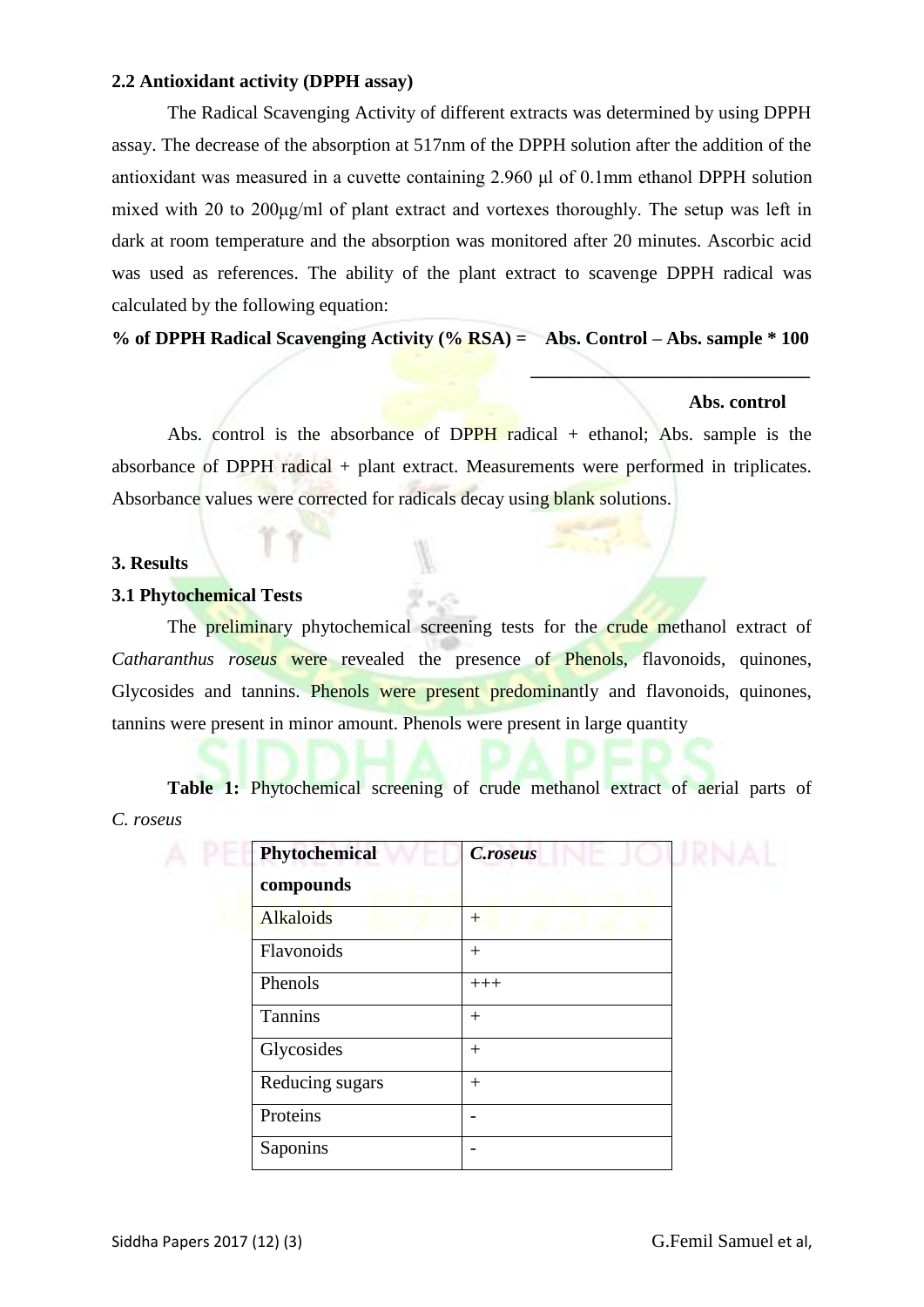### 2.2 Antioxidant activity (DPPH assay)

The Radical Scavenging Activity of different extracts was determined by using DPPH assay. The decrease of the absorption at 517nm of the DPPH solution after the addition of the antioxidant was measured in a cuvette containing 2.960 μl of 0.1mm ethanol DPPH solution mixed with 20 to 200μg/ml of plant extract and vortexes thoroughly. The setup was left in dark at room temperature and the absorption was monitored after 20 minutes. Ascorbic acid was used as references. The ability of the plant extract to scavenge DPPH radical was calculated by the following equation:

$$\textbf{\% of DPPH Radical Scavenging Activity (\% RSA)} = \frac{\text{Abs. Control} - \text{Abs. sample} * 100}{\text{Abs. control}}$$

Abs. control is the absorbance of DPPH radical + ethanol; Abs. sample is the absorbance of DPPH radical + plant extract. Measurements were performed in triplicates. Absorbance values were corrected for radicals decay using blank solutions.

## 3. Results

### 3.1 Phytochemical Tests

The preliminary phytochemical screening tests for the crude methanol extract of *Catharanthus roseus* were revealed the presence of Phenols, flavonoids, quinones, Glycosides and tannins. Phenols were present predominantly and flavonoids, quinones, tannins were present in minor amount. Phenols were present in large quantity

**Table 1:** Phytochemical screening of crude methanol extract of aerial parts of *C. roseus*

| Phytochemical compounds | *C.roseus* |
|---|---|
| Alkaloids | + |
| Flavonoids | + |
| Phenols | +++ |
| Tannins | + |
| Glycosides | + |
| Reducing sugars | + |
| Proteins | - |
| Saponins | - |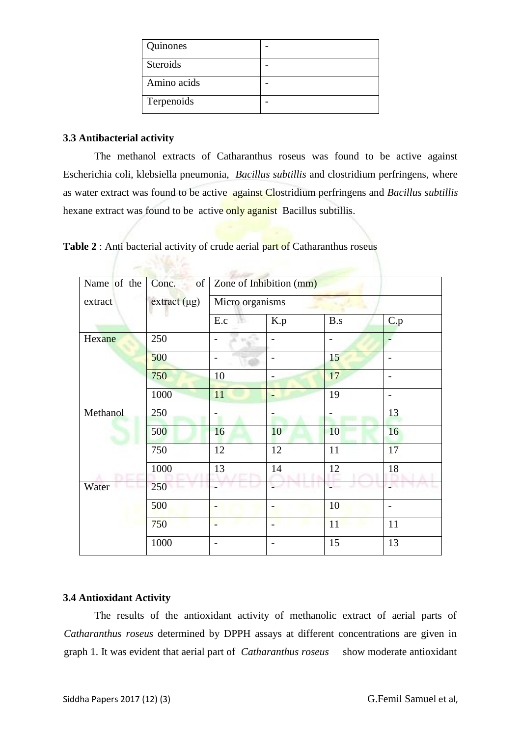| Quinones | - |
|---|---|
| Steroids | - |
| Amino acids | - |
| Terpenoids | - |

### 3.3 Antibacterial activity

The methanol extracts of Catharanthus roseus was found to be active against Escherichia coli, klebsiella pneumonia, *Bacillus subtillis* and clostridium perfringens, where as water extract was found to be active against Clostridium perfringens and *Bacillus subtillis* hexane extract was found to be active only aganist Bacillus subtillis.

**Table 2** : Anti bacterial activity of crude aerial part of Catharanthus roseus

| Name of the extract | Conc. of extract (µg) | Zone of Inhibition (mm) | | | |
|---|---|---|---|---|---|
| | | Micro organisms | | | |
| | | E.c | K.p | B.s | C.p |
| Hexane | 250 | - | - | - | - |
| | 500 | - | - | 15 | - |
| | 750 | 10 | - | 17 | - |
| | 1000 | 11 | - | 19 | - |
| Methanol | 250 | - | - | - | 13 |
| | 500 | 16 | 10 | 10 | 16 |
| | 750 | 12 | 12 | 11 | 17 |
| | 1000 | 13 | 14 | 12 | 18 |
| Water | 250 | - | - | - | - |
| | 500 | - | - | 10 | - |
| | 750 | - | - | 11 | 11 |
| | 1000 | - | - | 15 | 13 |

### 3.4 Antioxidant Activity

The results of the antioxidant activity of methanolic extract of aerial parts of *Catharanthus roseus* determined by DPPH assays at different concentrations are given in graph 1. It was evident that aerial part of *Catharanthus roseus* show moderate antioxidant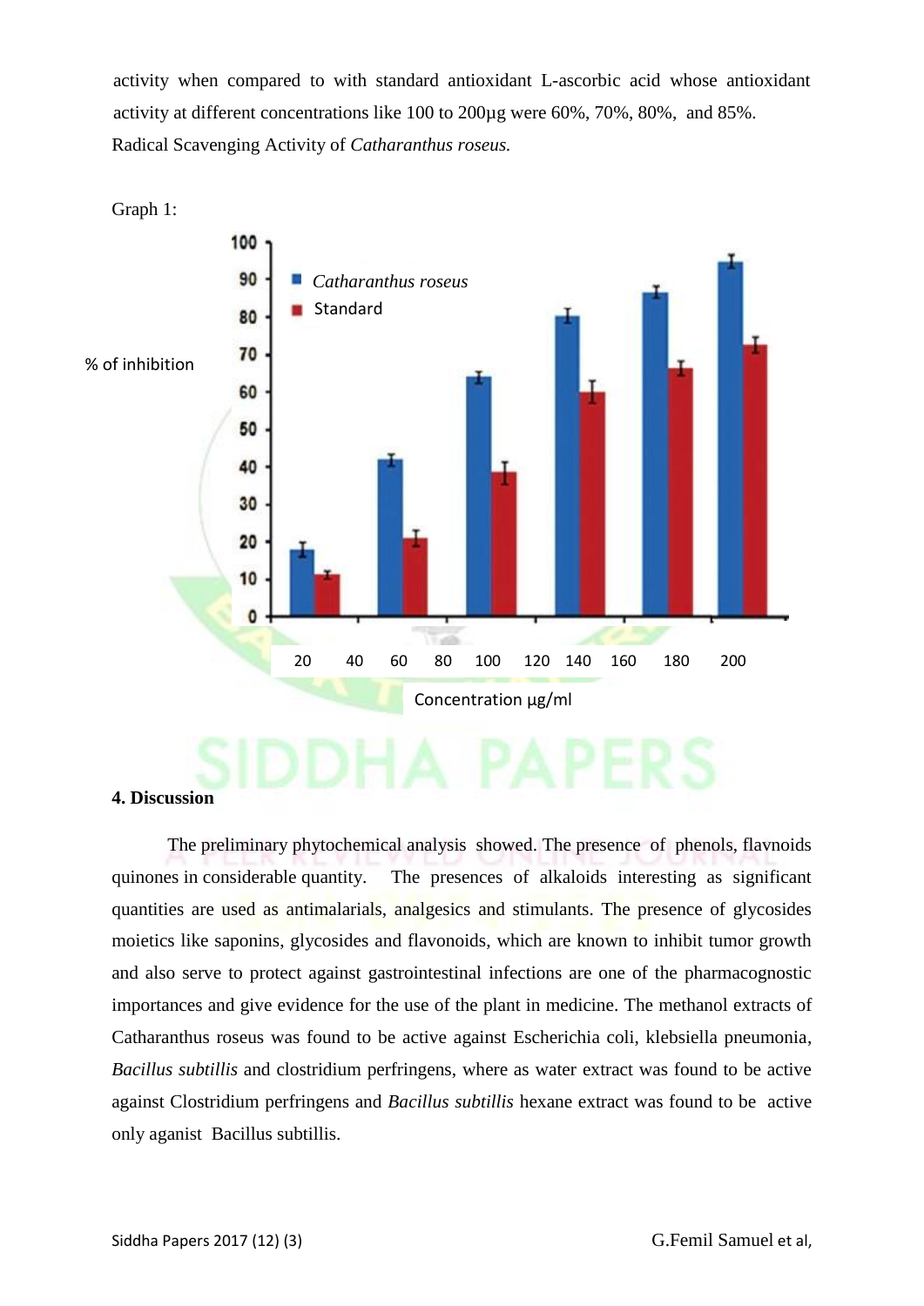activity when compared to with standard antioxidant L-ascorbic acid whose antioxidant activity at different concentrations like 100 to 200µg were 60%, 70%, 80%, and 85%.

Radical Scavenging Activity of *Catharanthus roseus.*

Graph 1:

## 4. Discussion

The preliminary phytochemical analysis showed. The presence of phenols, flavnoids quinones in considerable quantity. The presences of alkaloids interesting as significant quantities are used as antimalarials, analgesics and stimulants. The presence of glycosides moietics like saponins, glycosides and flavonoids, which are known to inhibit tumor growth and also serve to protect against gastrointestinal infections are one of the pharmacognostic importances and give evidence for the use of the plant in medicine. The methanol extracts of Catharanthus roseus was found to be active against Escherichia coli, klebsiella pneumonia, *Bacillus subtillis* and clostridium perfringens, where as water extract was found to be active against Clostridium perfringens and *Bacillus subtillis* hexane extract was found to be active only aganist Bacillus subtillis.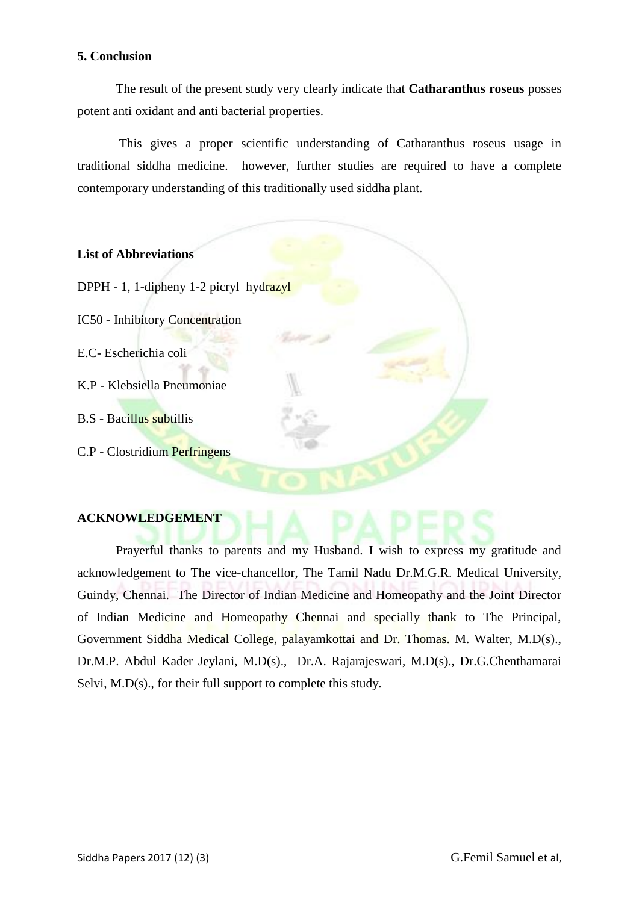## 5. Conclusion

The result of the present study very clearly indicate that **Catharanthus roseus** posses potent anti oxidant and anti bacterial properties.

This gives a proper scientific understanding of Catharanthus roseus usage in traditional siddha medicine. however, further studies are required to have a complete contemporary understanding of this traditionally used siddha plant.

## List of Abbreviations

DPPH - 1, 1-dipheny 1-2 picryl hydrazyl

IC50 - Inhibitory Concentration

E.C- Escherichia coli

K.P - Klebsiella Pneumoniae

B.S - Bacillus subtillis

C.P - Clostridium Perfringens

## ACKNOWLEDGEMENT

Prayerful thanks to parents and my Husband. I wish to express my gratitude and acknowledgement to The vice-chancellor, The Tamil Nadu Dr.M.G.R. Medical University, Guindy, Chennai. The Director of Indian Medicine and Homeopathy and the Joint Director of Indian Medicine and Homeopathy Chennai and specially thank to The Principal, Government Siddha Medical College, palayamkottai and Dr. Thomas. M. Walter, M.D(s)., Dr.M.P. Abdul Kader Jeylani, M.D(s)., Dr.A. Rajarajeswari, M.D(s)., Dr.G.Chenthamarai Selvi, M.D(s)., for their full support to complete this study.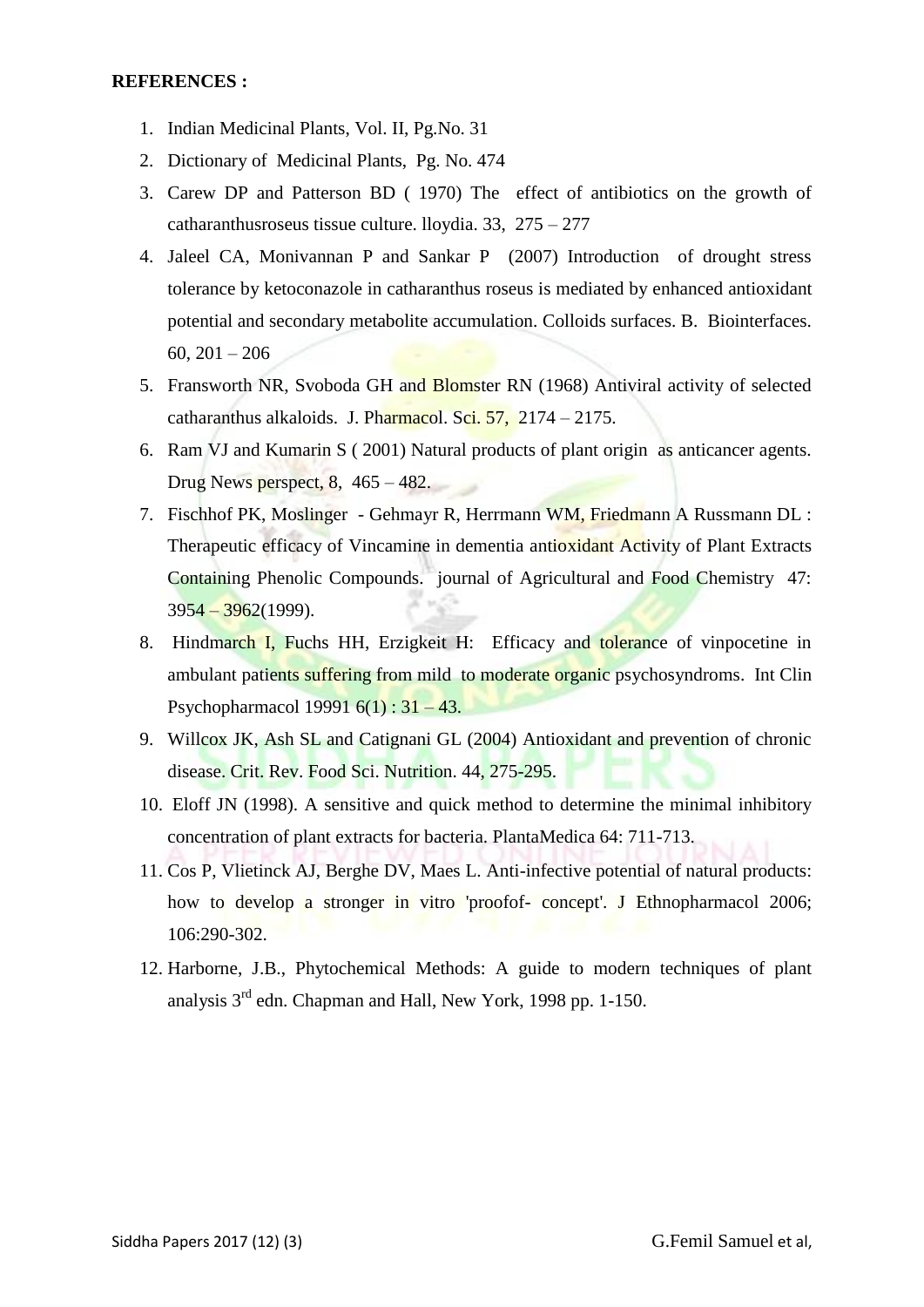**REFERENCES :**

1. Indian Medicinal Plants, Vol. II, Pg.No. 31
2. Dictionary of Medicinal Plants, Pg. No. 474
3. Carew DP and Patterson BD ( 1970) The effect of antibiotics on the growth of catharanthusroseus tissue culture. lloydia. 33, 275 – 277
4. Jaleel CA, Monivannan P and Sankar P (2007) Introduction of drought stress tolerance by ketoconazole in catharanthus roseus is mediated by enhanced antioxidant potential and secondary metabolite accumulation. Colloids surfaces. B. Biointerfaces. 60, 201 – 206
5. Fransworth NR, Svoboda GH and Blomster RN (1968) Antiviral activity of selected catharanthus alkaloids. J. Pharmacol. Sci. 57, 2174 – 2175.
6. Ram VJ and Kumarin S ( 2001) Natural products of plant origin as anticancer agents. Drug News perspect, 8, 465 – 482.
7. Fischhof PK, Moslinger - Gehmayr R, Herrmann WM, Friedmann A Russmann DL : Therapeutic efficacy of Vincamine in dementia antioxidant Activity of Plant Extracts Containing Phenolic Compounds. journal of Agricultural and Food Chemistry 47: 3954 – 3962(1999).
8. Hindmarch I, Fuchs HH, Erzigkeit H: Efficacy and tolerance of vinpocetine in ambulant patients suffering from mild to moderate organic psychosyndroms. Int Clin Psychopharmacol 19991 6(1) : 31 – 43.
9. Willcox JK, Ash SL and Catignani GL (2004) Antioxidant and prevention of chronic disease. Crit. Rev. Food Sci. Nutrition. 44, 275-295.
10. Eloff JN (1998). A sensitive and quick method to determine the minimal inhibitory concentration of plant extracts for bacteria. PlantaMedica 64: 711-713.
11. Cos P, Vlietinck AJ, Berghe DV, Maes L. Anti-infective potential of natural products: how to develop a stronger in vitro 'proofof- concept'. J Ethnopharmacol 2006; 106:290-302.
12. Harborne, J.B., Phytochemical Methods: A guide to modern techniques of plant analysis 3rd edn. Chapman and Hall, New York, 1998 pp. 1-150.